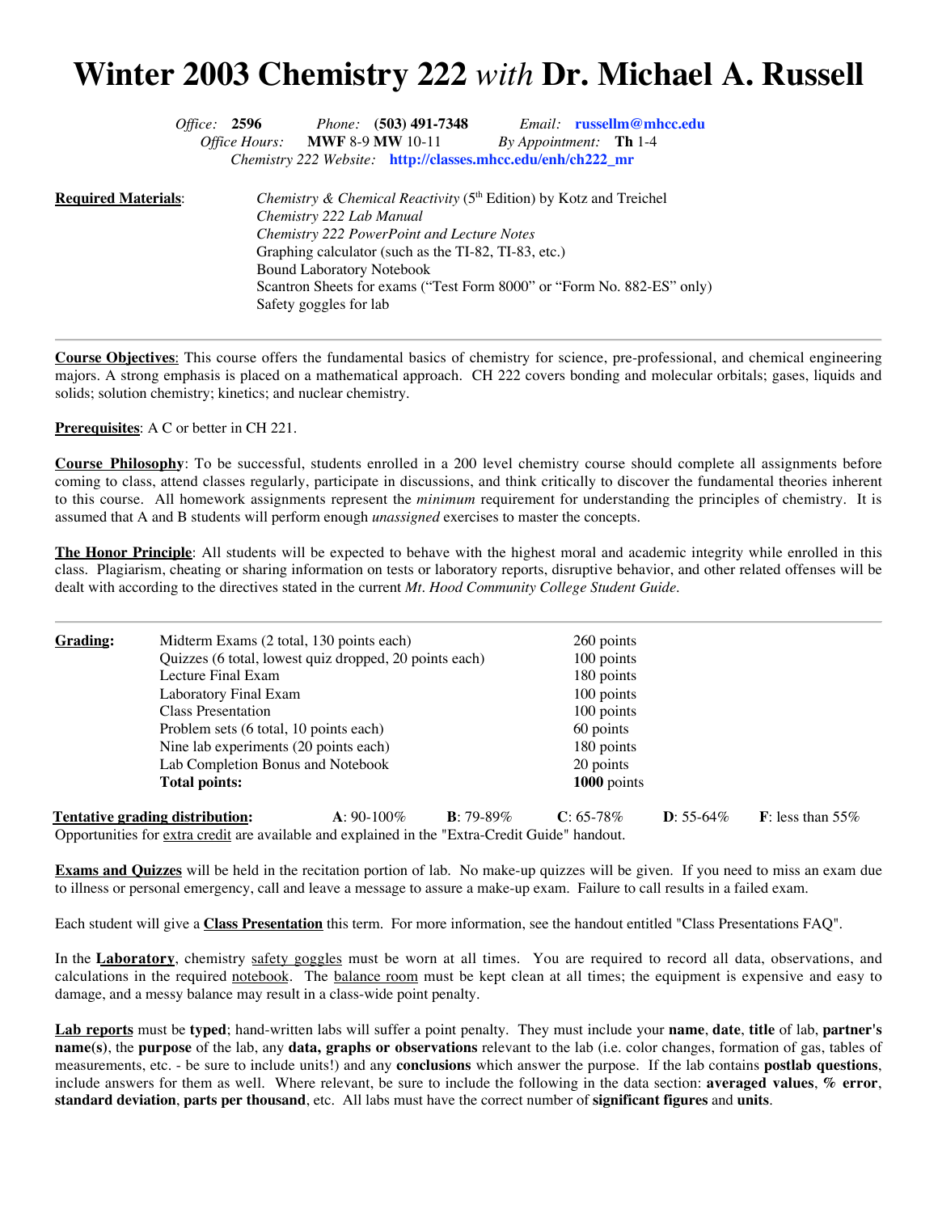# Winter 2003 Chemistry 222 *with* Dr. Michael A. Russell

*Office:* **2596** *Phone:* **(503) 491-7348** *Email:* **russellm@mhcc.edu**
*Office Hours:* **MWF** 8-9 **MW** 10-11 *By Appointment:* **Th** 1-4
*Chemistry 222 Website:* **http://classes.mhcc.edu/enh/ch222_mr**

**Required Materials**:

- *Chemistry & Chemical Reactivity* (5th Edition) by Kotz and Treichel
- *Chemistry 222 Lab Manual*
- *Chemistry 222 PowerPoint and Lecture Notes*
- Graphing calculator (such as the TI-82, TI-83, etc.)
- Bound Laboratory Notebook
- Scantron Sheets for exams ("Test Form 8000" or "Form No. 882-ES" only)
- Safety goggles for lab

---

**Course Objectives**: This course offers the fundamental basics of chemistry for science, pre-professional, and chemical engineering majors. A strong emphasis is placed on a mathematical approach. CH 222 covers bonding and molecular orbitals; gases, liquids and solids; solution chemistry; kinetics; and nuclear chemistry.

**Prerequisites**: A C or better in CH 221.

**Course Philosophy**: To be successful, students enrolled in a 200 level chemistry course should complete all assignments before coming to class, attend classes regularly, participate in discussions, and think critically to discover the fundamental theories inherent to this course. All homework assignments represent the *minimum* requirement for understanding the principles of chemistry. It is assumed that A and B students will perform enough *unassigned* exercises to master the concepts.

**The Honor Principle**: All students will be expected to behave with the highest moral and academic integrity while enrolled in this class. Plagiarism, cheating or sharing information on tests or laboratory reports, disruptive behavior, and other related offenses will be dealt with according to the directives stated in the current *Mt. Hood Community College Student Guide*.

---

**Grading:**

| Item | Points |
|---|---|
| Midterm Exams (2 total, 130 points each) | 260 points |
| Quizzes (6 total, lowest quiz dropped, 20 points each) | 100 points |
| Lecture Final Exam | 180 points |
| Laboratory Final Exam | 100 points |
| Class Presentation | 100 points |
| Problem sets (6 total, 10 points each) | 60 points |
| Nine lab experiments (20 points each) | 180 points |
| Lab Completion Bonus and Notebook | 20 points |
| **Total points:** | **1000** points |

**Tentative grading distribution:** **A**: 90-100% **B**: 79-89% **C**: 65-78% **D**: 55-64% **F**: less than 55%

Opportunities for extra credit are available and explained in the "Extra-Credit Guide" handout.

**Exams and Quizzes** will be held in the recitation portion of lab. No make-up quizzes will be given. If you need to miss an exam due to illness or personal emergency, call and leave a message to assure a make-up exam. Failure to call results in a failed exam.

Each student will give a **Class Presentation** this term. For more information, see the handout entitled "Class Presentations FAQ".

In the **Laboratory**, chemistry safety goggles must be worn at all times. You are required to record all data, observations, and calculations in the required notebook. The balance room must be kept clean at all times; the equipment is expensive and easy to damage, and a messy balance may result in a class-wide point penalty.

**Lab reports** must be **typed**; hand-written labs will suffer a point penalty. They must include your **name**, **date**, **title** of lab, **partner's name(s)**, the **purpose** of the lab, any **data, graphs or observations** relevant to the lab (i.e. color changes, formation of gas, tables of measurements, etc. - be sure to include units!) and any **conclusions** which answer the purpose. If the lab contains **postlab questions**, include answers for them as well. Where relevant, be sure to include the following in the data section: **averaged values**, **% error**, **standard deviation**, **parts per thousand**, etc. All labs must have the correct number of **significant figures** and **units**.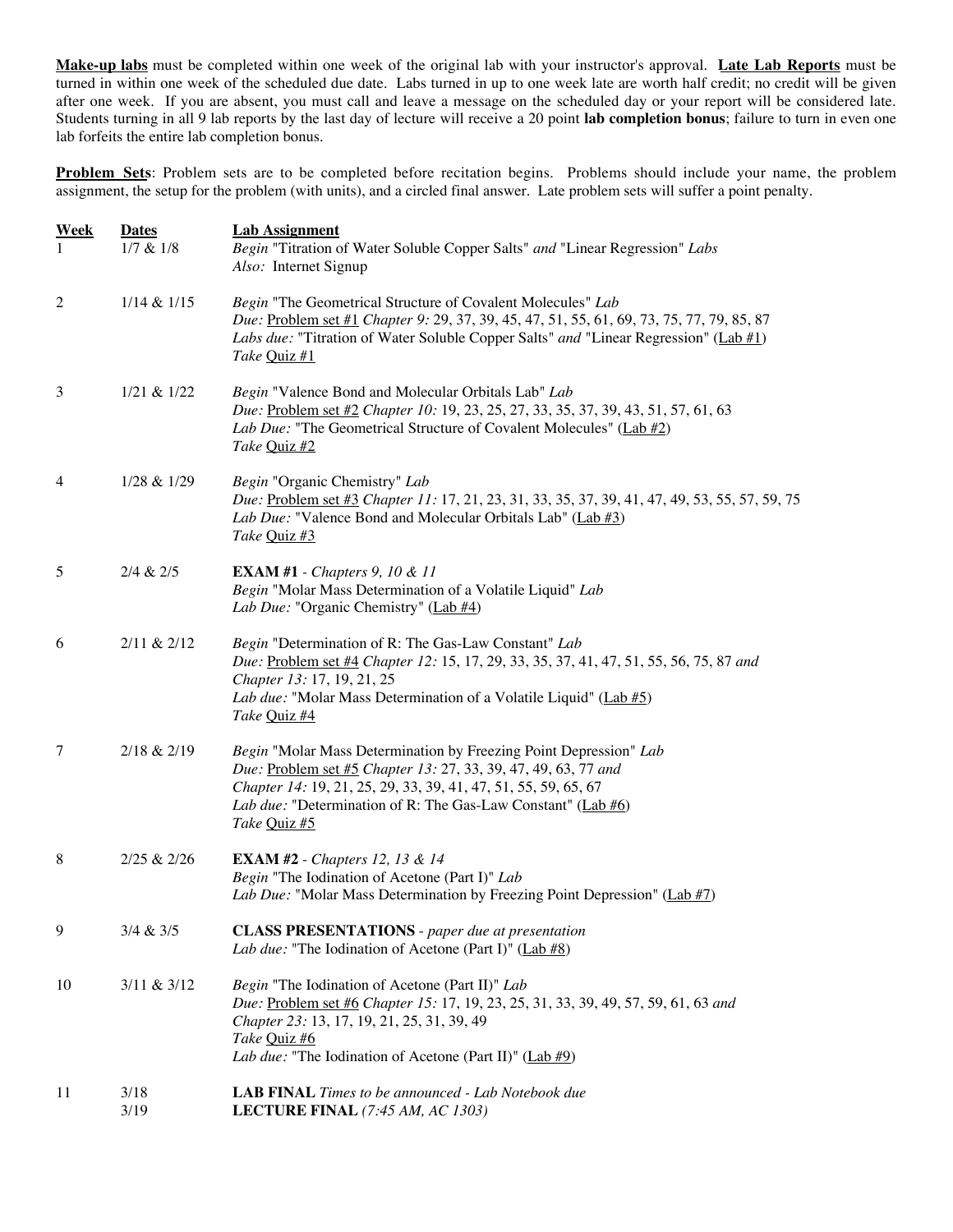**Make-up labs** must be completed within one week of the original lab with your instructor's approval. **Late Lab Reports** must be turned in within one week of the scheduled due date. Labs turned in up to one week late are worth half credit; no credit will be given after one week. If you are absent, you must call and leave a message on the scheduled day or your report will be considered late. Students turning in all 9 lab reports by the last day of lecture will receive a 20 point **lab completion bonus**; failure to turn in even one lab forfeits the entire lab completion bonus.

**Problem Sets**: Problem sets are to be completed before recitation begins. Problems should include your name, the problem assignment, the setup for the problem (with units), and a circled final answer. Late problem sets will suffer a point penalty.

| Week | Dates | Lab Assignment |
|---|---|---|
| 1 | 1/7 & 1/8 | *Begin* "Titration of Water Soluble Copper Salts" *and* "Linear Regression" *Labs*<br>*Also:* Internet Signup |
| 2 | 1/14 & 1/15 | *Begin* "The Geometrical Structure of Covalent Molecules" *Lab*<br>*Due:* Problem set #1 *Chapter 9:* 29, 37, 39, 45, 47, 51, 55, 61, 69, 73, 75, 77, 79, 85, 87<br>*Labs due:* "Titration of Water Soluble Copper Salts" *and* "Linear Regression" (Lab #1)<br>*Take* Quiz #1 |
| 3 | 1/21 & 1/22 | *Begin* "Valence Bond and Molecular Orbitals Lab" *Lab*<br>*Due:* Problem set #2 *Chapter 10:* 19, 23, 25, 27, 33, 35, 37, 39, 43, 51, 57, 61, 63<br>*Lab Due:* "The Geometrical Structure of Covalent Molecules" (Lab #2)<br>*Take* Quiz #2 |
| 4 | 1/28 & 1/29 | *Begin* "Organic Chemistry" *Lab*<br>*Due:* Problem set #3 *Chapter 11:* 17, 21, 23, 31, 33, 35, 37, 39, 41, 47, 49, 53, 55, 57, 59, 75<br>*Lab Due:* "Valence Bond and Molecular Orbitals Lab" (Lab #3)<br>*Take* Quiz #3 |
| 5 | 2/4 & 2/5 | **EXAM #1** - *Chapters 9, 10 & 11*<br>*Begin* "Molar Mass Determination of a Volatile Liquid" *Lab*<br>*Lab Due:* "Organic Chemistry" (Lab #4) |
| 6 | 2/11 & 2/12 | *Begin* "Determination of R: The Gas-Law Constant" *Lab*<br>*Due:* Problem set #4 *Chapter 12:* 15, 17, 29, 33, 35, 37, 41, 47, 51, 55, 56, 75, 87 *and* *Chapter 13:* 17, 19, 21, 25<br>*Lab due:* "Molar Mass Determination of a Volatile Liquid" (Lab #5)<br>*Take* Quiz #4 |
| 7 | 2/18 & 2/19 | *Begin* "Molar Mass Determination by Freezing Point Depression" *Lab*<br>*Due:* Problem set #5 *Chapter 13:* 27, 33, 39, 47, 49, 63, 77 *and* *Chapter 14:* 19, 21, 25, 29, 33, 39, 41, 47, 51, 55, 59, 65, 67<br>*Lab due:* "Determination of R: The Gas-Law Constant" (Lab #6)<br>*Take* Quiz #5 |
| 8 | 2/25 & 2/26 | **EXAM #2** - *Chapters 12, 13 & 14*<br>*Begin* "The Iodination of Acetone (Part I)" *Lab*<br>*Lab Due:* "Molar Mass Determination by Freezing Point Depression" (Lab #7) |
| 9 | 3/4 & 3/5 | **CLASS PRESENTATIONS** - *paper due at presentation*<br>*Lab due:* "The Iodination of Acetone (Part I)" (Lab #8) |
| 10 | 3/11 & 3/12 | *Begin* "The Iodination of Acetone (Part II)" *Lab*<br>*Due:* Problem set #6 *Chapter 15:* 17, 19, 23, 25, 31, 33, 39, 49, 57, 59, 61, 63 *and* *Chapter 23:* 13, 17, 19, 21, 25, 31, 39, 49<br>*Take* Quiz #6<br>*Lab due:* "The Iodination of Acetone (Part II)" (Lab #9) |
| 11 | 3/18<br>3/19 | **LAB FINAL** *Times to be announced - Lab Notebook due*<br>**LECTURE FINAL** *(7:45 AM, AC 1303)* |